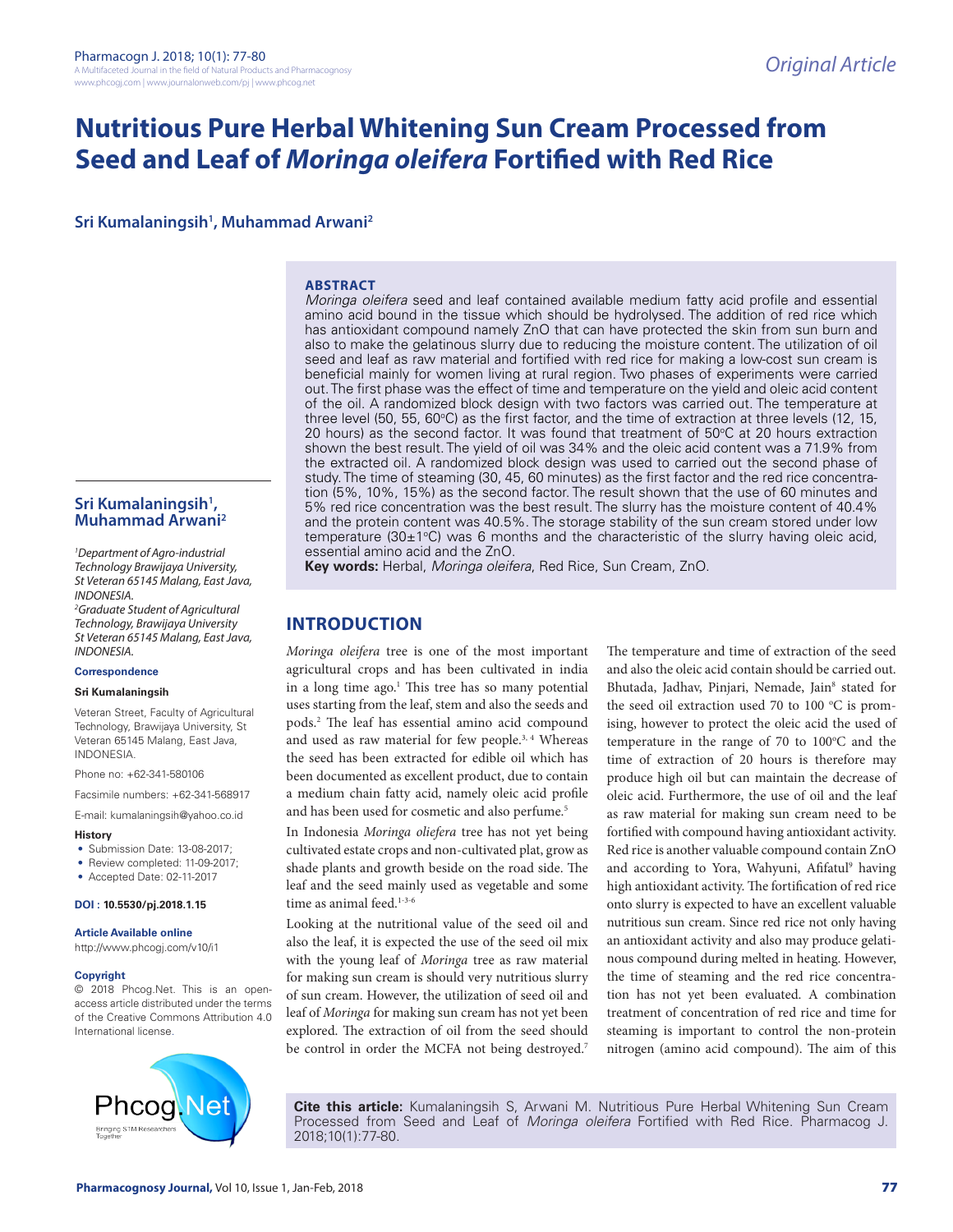Original Article

# Nutritious Pure Herbal Whitening Sun Cream Processed from Seed and Leaf of *Moringa oleifera* Fortified with Red Rice

**Sri Kumalaningsih[1], Muhammad Arwani[2]**

## ABSTRACT

*Moringa oleifera* seed and leaf contained available medium fatty acid profile and essential amino acid bound in the tissue which should be hydrolysed. The addition of red rice which has antioxidant compound namely ZnO that can have protected the skin from sun burn and also to make the gelatinous slurry due to reducing the moisture content. The utilization of oil seed and leaf as raw material and fortified with red rice for making a low-cost sun cream is beneficial mainly for women living at rural region. Two phases of experiments were carried out. The first phase was the effect of time and temperature on the yield and oleic acid content of the oil. A randomized block design with two factors was carried out. The temperature at three level (50, 55, 60°C) as the first factor, and the time of extraction at three levels (12, 15, 20 hours) as the second factor. It was found that treatment of 50°C at 20 hours extraction shown the best result. The yield of oil was 34% and the oleic acid content was a 71.9% from the extracted oil. A randomized block design was used to carried out the second phase of study. The time of steaming (30, 45, 60 minutes) as the first factor and the red rice concentration (5%, 10%, 15%) as the second factor. The result shown that the use of 60 minutes and 5% red rice concentration was the best result. The slurry has the moisture content of 40.4% and the protein content was 40.5%. The storage stability of the sun cream stored under low temperature (30±1°C) was 6 months and the characteristic of the slurry having oleic acid, essential amino acid and the ZnO.

**Key words:** Herbal, *Moringa oleifera*, Red Rice, Sun Cream, ZnO.

**Sri Kumalaningsih[1], Muhammad Arwani[2]**

[1]*Department of Agro-industrial Technology Brawijaya University, St Veteran 65145 Malang, East Java, INDONESIA.*
[2]*Graduate Student of Agricultural Technology, Brawijaya University St Veteran 65145 Malang, East Java, INDONESIA.*

**Correspondence**

**Sri Kumalaningsih**

Veteran Street, Faculty of Agricultural Technology, Brawijaya University, St Veteran 65145 Malang, East Java, INDONESIA.

Phone no: +62-341-580106

Facsimile numbers: +62-341-568917

E-mail: kumalaningsih@yahoo.co.id

**History**

- Submission Date: 13-08-2017;
- Review completed: 11-09-2017;
- Accepted Date: 02-11-2017

**DOI : 10.5530/pj.2018.1.15**

**Article Available online**

http://www.phcogj.com/v10/i1

**Copyright**

© 2018 Phcog.Net. This is an open-access article distributed under the terms of the Creative Commons Attribution 4.0 International license.

## INTRODUCTION

*Moringa oleifera* tree is one of the most important agricultural crops and has been cultivated in india in a long time ago.[1] This tree has so many potential uses starting from the leaf, stem and also the seeds and pods.[2] The leaf has essential amino acid compound and used as raw material for few people.[3,4] Whereas the seed has been extracted for edible oil which has been documented as excellent product, due to contain a medium chain fatty acid, namely oleic acid profile and has been used for cosmetic and also perfume.[5]

In Indonesia *Moringa oliefera* tree has not yet being cultivated estate crops and non-cultivated plat, grow as shade plants and growth beside on the road side. The leaf and the seed mainly used as vegetable and some time as animal feed.[1-3-6]

Looking at the nutritional value of the seed oil and also the leaf, it is expected the use of the seed oil mix with the young leaf of *Moringa* tree as raw material for making sun cream is should very nutritious slurry of sun cream. However, the utilization of seed oil and leaf of *Moringa* for making sun cream has not yet been explored. The extraction of oil from the seed should be control in order the MCFA not being destroyed.[7] The temperature and time of extraction of the seed and also the oleic acid contain should be carried out. Bhutada, Jadhav, Pinjari, Nemade, Jain[8] stated for the seed oil extraction used 70 to 100 °C is promising, however to protect the oleic acid the used of temperature in the range of 70 to 100°C and the time of extraction of 20 hours is therefore may produce high oil but can maintain the decrease of oleic acid. Furthermore, the use of oil and the leaf as raw material for making sun cream need to be fortified with compound having antioxidant activity. Red rice is another valuable compound contain ZnO and according to Yora, Wahyuni, Afifatul[9] having high antioxidant activity. The fortification of red rice onto slurry is expected to have an excellent valuable nutritious sun cream. Since red rice not only having an antioxidant activity and also may produce gelatinous compound during melted in heating. However, the time of steaming and the red rice concentration has not yet been evaluated. A combination treatment of concentration of red rice and time for steaming is important to control the non-protein nitrogen (amino acid compound). The aim of this

**Cite this article:** Kumalaningsih S, Arwani M. Nutritious Pure Herbal Whitening Sun Cream Processed from Seed and Leaf of *Moringa oleifera* Fortified with Red Rice. Pharmacog J. 2018;10(1):77-80.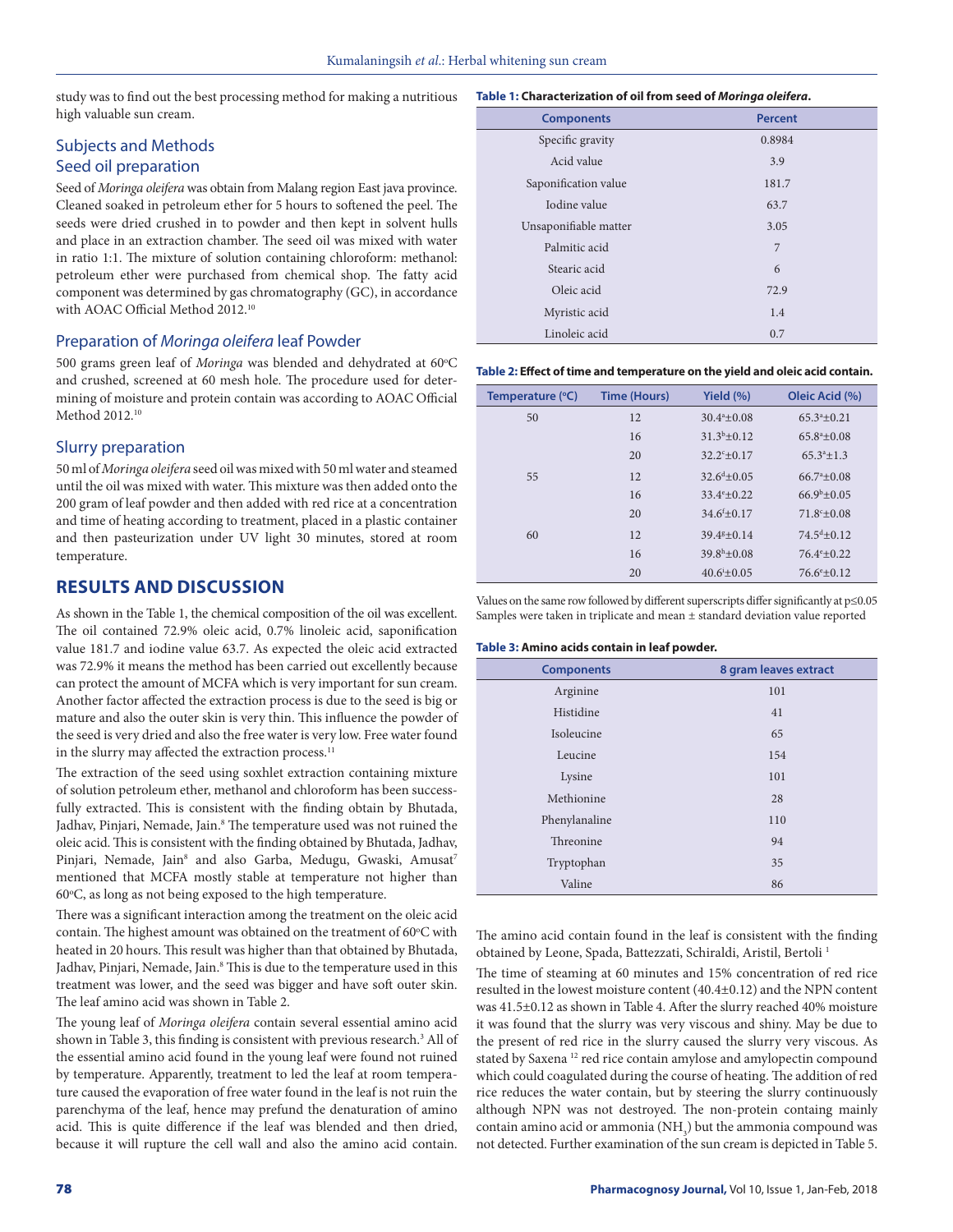study was to find out the best processing method for making a nutritious high valuable sun cream.

## Subjects and Methods

### Seed oil preparation

Seed of *Moringa oleifera* was obtain from Malang region East java province. Cleaned soaked in petroleum ether for 5 hours to softened the peel. The seeds were dried crushed in to powder and then kept in solvent hulls and place in an extraction chamber. The seed oil was mixed with water in ratio 1:1. The mixture of solution containing chloroform: methanol: petroleum ether were purchased from chemical shop. The fatty acid component was determined by gas chromatography (GC), in accordance with AOAC Official Method 2012.[10]

### Preparation of *Moringa oleifera* leaf Powder

500 grams green leaf of *Moringa* was blended and dehydrated at 60°C and crushed, screened at 60 mesh hole. The procedure used for determining of moisture and protein contain was according to AOAC Official Method 2012.[10]

### Slurry preparation

50 ml of *Moringa oleifera* seed oil was mixed with 50 ml water and steamed until the oil was mixed with water. This mixture was then added onto the 200 gram of leaf powder and then added with red rice at a concentration and time of heating according to treatment, placed in a plastic container and then pasteurization under UV light 30 minutes, stored at room temperature.

## RESULTS AND DISCUSSION

As shown in the Table 1, the chemical composition of the oil was excellent. The oil contained 72.9% oleic acid, 0.7% linoleic acid, saponification value 181.7 and iodine value 63.7. As expected the oleic acid extracted was 72.9% it means the method has been carried out excellently because can protect the amount of MCFA which is very important for sun cream. Another factor affected the extraction process is due to the seed is big or mature and also the outer skin is very thin. This influence the powder of the seed is very dried and also the free water is very low. Free water found in the slurry may affected the extraction process.[11]

The extraction of the seed using soxhlet extraction containing mixture of solution petroleum ether, methanol and chloroform has been successfully extracted. This is consistent with the finding obtain by Bhutada, Jadhav, Pinjari, Nemade, Jain.[8] The temperature used was not ruined the oleic acid. This is consistent with the finding obtained by Bhutada, Jadhav, Pinjari, Nemade, Jain[8] and also Garba, Medugu, Gwaski, Amusat[7] mentioned that MCFA mostly stable at temperature not higher than 60°C, as long as not being exposed to the high temperature.

There was a significant interaction among the treatment on the oleic acid contain. The highest amount was obtained on the treatment of 60°C with heated in 20 hours. This result was higher than that obtained by Bhutada, Jadhav, Pinjari, Nemade, Jain.[8] This is due to the temperature used in this treatment was lower, and the seed was bigger and have soft outer skin. The leaf amino acid was shown in Table 2.

The young leaf of *Moringa oleifera* contain several essential amino acid shown in Table 3, this finding is consistent with previous research.[3] All of the essential amino acid found in the young leaf were found not ruined by temperature. Apparently, treatment to led the leaf at room temperature caused the evaporation of free water found in the leaf is not ruin the parenchyma of the leaf, hence may prefund the denaturation of amino acid. This is quite difference if the leaf was blended and then dried, because it will rupture the cell wall and also the amino acid contain.

**Table 1: Characterization of oil from seed of *Moringa oleifera*.**

| Components | Percent |
|---|---|
| Specific gravity | 0.8984 |
| Acid value | 3.9 |
| Saponification value | 181.7 |
| Iodine value | 63.7 |
| Unsaponifiable matter | 3.05 |
| Palmitic acid | 7 |
| Stearic acid | 6 |
| Oleic acid | 72.9 |
| Myristic acid | 1.4 |
| Linoleic acid | 0.7 |

**Table 2: Effect of time and temperature on the yield and oleic acid contain.**

| Temperature (°C) | Time (Hours) | Yield (%) | Oleic Acid (%) |
|---|---|---|---|
| 50 | 12 | $30.4^{a}\pm0.08$ | $65.3^{a}\pm0.21$ |
| | 16 | $31.3^{b}\pm0.12$ | $65.8^{a}\pm0.08$ |
| | 20 | $32.2^{c}\pm0.17$ | $65.3^{a}\pm1.3$ |
| 55 | 12 | $32.6^{d}\pm0.05$ | $66.7^{a}\pm0.08$ |
| | 16 | $33.4^{e}\pm0.22$ | $66.9^{b}\pm0.05$ |
| | 20 | $34.6^{f}\pm0.17$ | $71.8^{c}\pm0.08$ |
| 60 | 12 | $39.4^{g}\pm0.14$ | $74.5^{d}\pm0.12$ |
| | 16 | $39.8^{h}\pm0.08$ | $76.4^{e}\pm0.22$ |
| | 20 | $40.6^{i}\pm0.05$ | $76.6^{e}\pm0.12$ |

Values on the same row followed by different superscripts differ significantly at $p\leq0.05$
Samples were taken in triplicate and mean ± standard deviation value reported

**Table 3: Amino acids contain in leaf powder.**

| Components | 8 gram leaves extract |
|---|---|
| Arginine | 101 |
| Histidine | 41 |
| Isoleucine | 65 |
| Leucine | 154 |
| Lysine | 101 |
| Methionine | 28 |
| Phenylanaline | 110 |
| Threonine | 94 |
| Tryptophan | 35 |
| Valine | 86 |

The amino acid contain found in the leaf is consistent with the finding obtained by Leone, Spada, Battezzati, Schiraldi, Aristil, Bertoli [1]

The time of steaming at 60 minutes and 15% concentration of red rice resulted in the lowest moisture content (40.4±0.12) and the NPN content was 41.5±0.12 as shown in Table 4. After the slurry reached 40% moisture it was found that the slurry was very viscous and shiny. May be due to the present of red rice in the slurry caused the slurry very viscous. As stated by Saxena [12] red rice contain amylose and amylopectin compound which could coagulated during the course of heating. The addition of red rice reduces the water contain, but by steering the slurry continuously although NPN was not destroyed. The non-protein containg mainly contain amino acid or ammonia ($NH_3$) but the ammonia compound was not detected. Further examination of the sun cream is depicted in Table 5.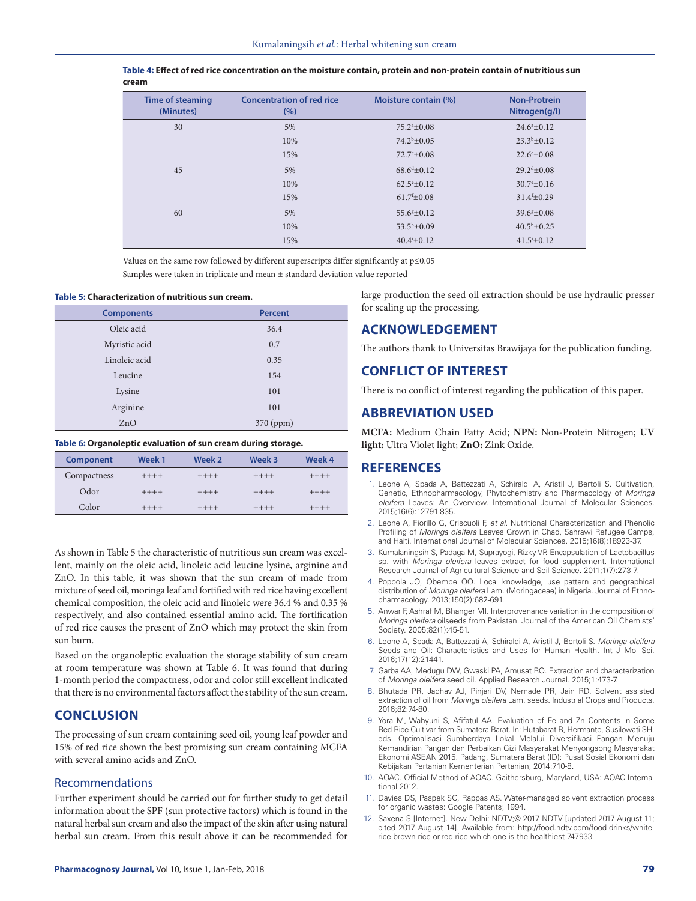**Table 4: Effect of red rice concentration on the moisture contain, protein and non-protein contain of nutritious sun cream**

| Time of steaming (Minutes) | Concentration of red rice (%) | Moisture contain (%) | Non-Protrein Nitrogen(g/l) |
|---|---|---|---|
| 30 | 5% | $75.2^{a}$±0.08 | $24.6^{a}$±0.12 |
| | 10% | $74.2^{b}$±0.05 | $23.3^{b}$±0.12 |
| | 15% | $72.7^{c}$±0.08 | $22.6^{c}$±0.08 |
| 45 | 5% | $68.6^{d}$±0.12 | $29.2^{d}$±0.08 |
| | 10% | $62.5^{e}$±0.12 | $30.7^{e}$±0.16 |
| | 15% | $61.7^{f}$±0.08 | $31.4^{f}$±0.29 |
| 60 | 5% | $55.6^{g}$±0.12 | $39.6^{g}$±0.08 |
| | 10% | $53.5^{h}$±0.09 | $40.5^{h}$±0.25 |
| | 15% | $40.4^{i}$±0.12 | $41.5^{i}$±0.12 |

Values on the same row followed by different superscripts differ significantly at p≤0.05

Samples were taken in triplicate and mean ± standard deviation value reported

**Table 5: Characterization of nutritious sun cream.**

| Components | Percent |
|---|---|
| Oleic acid | 36.4 |
| Myristic acid | 0.7 |
| Linoleic acid | 0.35 |
| Leucine | 154 |
| Lysine | 101 |
| Arginine | 101 |
| ZnO | 370 (ppm) |

**Table 6: Organoleptic evaluation of sun cream during storage.**

| Component | Week 1 | Week 2 | Week 3 | Week 4 |
|---|---|---|---|---|
| Compactness | ++++ | ++++ | ++++ | ++++ |
| Odor | ++++ | ++++ | ++++ | ++++ |
| Color | ++++ | ++++ | ++++ | ++++ |

As shown in Table 5 the characteristic of nutritious sun cream was excellent, mainly on the oleic acid, linoleic acid leucine lysine, arginine and ZnO. In this table, it was shown that the sun cream of made from mixture of seed oil, moringa leaf and fortified with red rice having excellent chemical composition, the oleic acid and linoleic were 36.4 % and 0.35 % respectively, and also contained essential amino acid. The fortification of red rice causes the present of ZnO which may protect the skin from sun burn.

Based on the organoleptic evaluation the storage stability of sun cream at room temperature was shown at Table 6. It was found that during 1-month period the compactness, odor and color still excellent indicated that there is no environmental factors affect the stability of the sun cream.

## CONCLUSION

The processing of sun cream containing seed oil, young leaf powder and 15% of red rice shown the best promising sun cream containing MCFA with several amino acids and ZnO.

### Recommendations

Further experiment should be carried out for further study to get detail information about the SPF (sun protective factors) which is found in the natural herbal sun cream and also the impact of the skin after using natural herbal sun cream. From this result above it can be recommended for large production the seed oil extraction should be use hydraulic presser for scaling up the processing.

## ACKNOWLEDGEMENT

The authors thank to Universitas Brawijaya for the publication funding.

## CONFLICT OF INTEREST

There is no conflict of interest regarding the publication of this paper.

## ABBREVIATION USED

**MCFA:** Medium Chain Fatty Acid; **NPN:** Non-Protein Nitrogen; **UV light:** Ultra Violet light; **ZnO:** Zink Oxide.

## REFERENCES

1. Leone A, Spada A, Battezzati A, Schiraldi A, Aristil J, Bertoli S. Cultivation, Genetic, Ethnopharmacology, Phytochemistry and Pharmacology of *Moringa oleifera* Leaves: An Overview. International Journal of Molecular Sciences. 2015;16(6):12791-835.
2. Leone A, Fiorillo G, Criscuoli F, *et al*. Nutritional Characterization and Phenolic Profiling of *Moringa oleifera* Leaves Grown in Chad, Sahrawi Refugee Camps, and Haiti. International Journal of Molecular Sciences. 2015;16(8):18923-37.
3. Kumalaningsih S, Padaga M, Suprayogi, Rizky VP. Encapsulation of Lactobacillus sp. with *Moringa oleifera* leaves extract for food supplement. International Research Journal of Agricultural Science and Soil Science. 2011;1(7):273-7.
4. Popoola JO, Obembe OO. Local knowledge, use pattern and geographical distribution of *Moringa oleifera* Lam. (Moringaceae) in Nigeria. Journal of Ethnopharmacology. 2013;150(2):682-691.
5. Anwar F, Ashraf M, Bhanger MI. Interprovenance variation in the composition of *Moringa oleifera* oilseeds from Pakistan. Journal of the American Oil Chemists' Society. 2005;82(1):45-51.
6. Leone A, Spada A, Battezzati A, Schiraldi A, Aristil J, Bertoli S. *Moringa oleifera* Seeds and Oil: Characteristics and Uses for Human Health. Int J Mol Sci. 2016;17(12):21441.
7. Garba AA, Medugu DW, Gwaski PA, Amusat RO. Extraction and characterization of *Moringa oleifera* seed oil. Applied Research Journal. 2015;1:473-7.
8. Bhutada PR, Jadhav AJ, Pinjari DV, Nemade PR, Jain RD. Solvent assisted extraction of oil from *Moringa oleifera* Lam. seeds. Industrial Crops and Products. 2016;82:74-80.
9. Yora M, Wahyuni S, Afifatul AA. Evaluation of Fe and Zn Contents in Some Red Rice Cultivar from Sumatera Barat. In: Hutabarat B, Hermanto, Susilowati SH, eds. Optimalisasi Sumberdaya Lokal Melalui Diversifikasi Pangan Menuju Kemandirian Pangan dan Perbaikan Gizi Masyarakat Menyongsong Masyarakat Ekonomi ASEAN 2015. Padang, Sumatera Barat (ID): Pusat Sosial Ekonomi dan Kebijakan Pertanian Kementerian Pertanian; 2014:710-8.
10. AOAC. Official Method of AOAC. Gaithersburg, Maryland, USA: AOAC International 2012.
11. Davies DS, Paspek SC, Rappas AS. Water-managed solvent extraction process for organic wastes: Google Patents; 1994.
12. Saxena S [Internet]. New Delhi: NDTV;© 2017 NDTV [updated 2017 August 11; cited 2017 August 14]. Available from: http://food.ndtv.com/food-drinks/white-rice-brown-rice-or-red-rice-which-one-is-the-healthiest-747933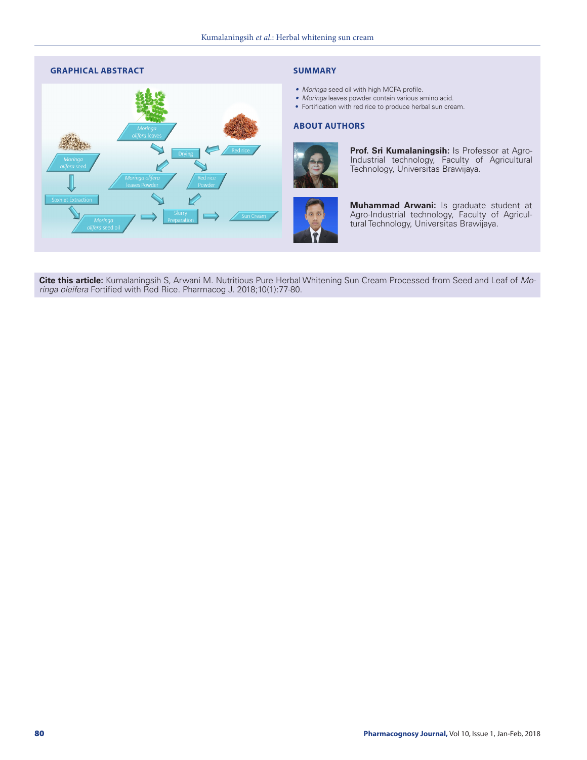## GRAPHICAL ABSTRACT

Moringa olifera leaves
Red rice
Moringa olifera seed
Drying
Moringa olifera leaves Powder
Red rice Powder
Soxhlet Extraction
Moringa olifera seed oil
Slurry Preparation
Sun Cream

## SUMMARY

- *Moringa* seed oil with high MCFA profile.
- *Moringa* leaves powder contain various amino acid.
- Fortification with red rice to produce herbal sun cream.

## ABOUT AUTHORS

**Prof. Sri Kumalaningsih:** Is Professor at Agro-Industrial technology, Faculty of Agricultural Technology, Universitas Brawijaya.

**Muhammad Arwani:** Is graduate student at Agro-Industrial technology, Faculty of Agricultural Technology, Universitas Brawijaya.

**Cite this article:** Kumalaningsih S, Arwani M. Nutritious Pure Herbal Whitening Sun Cream Processed from Seed and Leaf of *Moringa oleifera* Fortified with Red Rice. Pharmacog J. 2018;10(1):77-80.